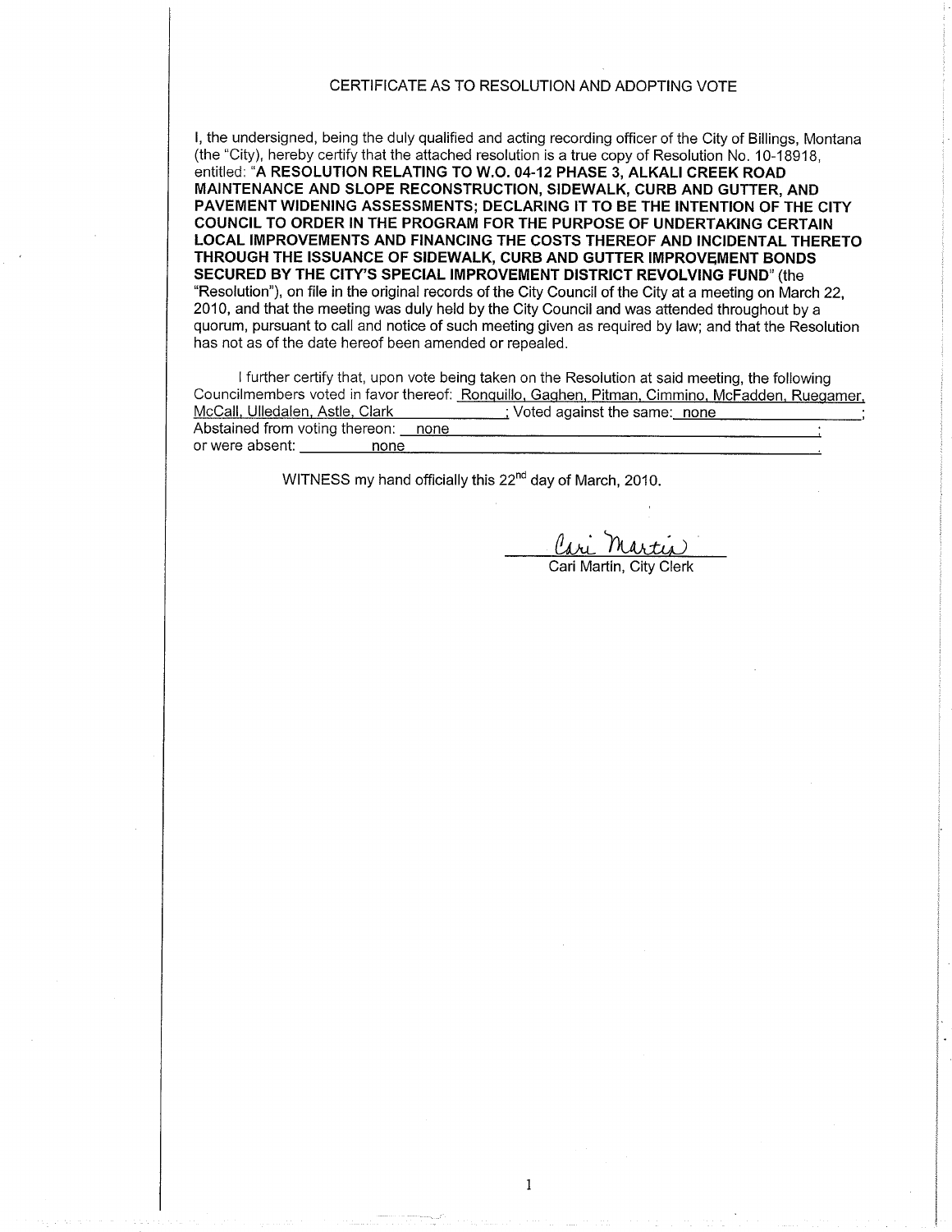# CERTIFICATE AS TO RESOLUTION AND ADOPTING VOTE

I, the undersigned, being the duly qualified and acting recording officer of the City of Billings, Montana (the "City), hereby certify that the attached resolution is a true copy of Resolution No. 10-18918, entitled: "**A RESOLUTION RELATING TO W.O. 04-12 PHASE 3, ALKALI CREEK ROAD MAINTENANCE AND SLOPE RECONSTRUCTION, SIDEWALK, CURB AND GUTTER, AND PAVEMENT WIDENING ASSESSMENTS; DECLARING IT TO BE THE INTENTION OF THE CITY COUNCIL TO ORDER IN THE PROGRAM FOR THE PURPOSE OF UNDERTAKING CERTAIN LOCAL IMPROVEMENTS AND FINANCING THE COSTS THEREOF AND INCIDENTAL THERETO THROUGH THE ISSUANCE OF SIDEWALK, CURB AND GUTTER IMPROVEMENT BONDS SECURED BY THE CITY'S SPECIAL IMPROVEMENT DISTRICT REVOLVING FUND**" (the "Resolution"), on file in the original records of the City Council of the City at a meeting on March 22, 2010, and that the meeting was duly held by the City Council and was attended throughout by a quorum, pursuant to call and notice of such meeting given as required by law; and that the Resolution has not as of the date hereof been amended or repealed.

I further certify that, upon vote being taken on the Resolution at said meeting, the following Councilmembers voted in favor thereof: Ronquillo, Gaghen, Pitman, Cimmino, McFadden, Ruegamer, McCall, Ulledalen, Astle, Clark; Voted against the same: none; Abstained from voting thereon: none; or were absent: none.

WITNESS my hand officially this 22[nd] day of March, 2010.

Cari Martin

Cari Martin, City Clerk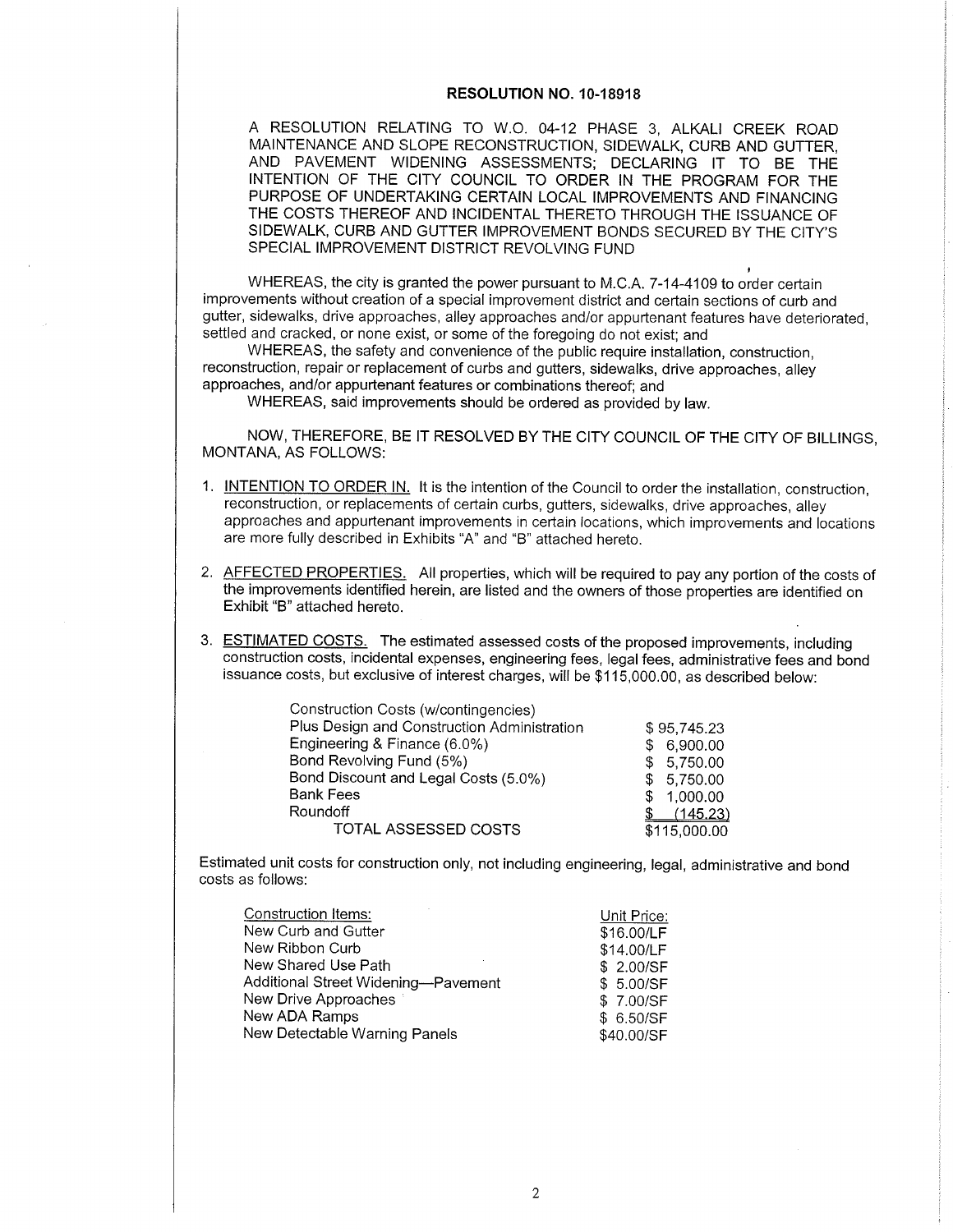**RESOLUTION NO. 10-18918**

A RESOLUTION RELATING TO W.O. 04-12 PHASE 3, ALKALI CREEK ROAD MAINTENANCE AND SLOPE RECONSTRUCTION, SIDEWALK, CURB AND GUTTER, AND PAVEMENT WIDENING ASSESSMENTS; DECLARING IT TO BE THE INTENTION OF THE CITY COUNCIL TO ORDER IN THE PROGRAM FOR THE PURPOSE OF UNDERTAKING CERTAIN LOCAL IMPROVEMENTS AND FINANCING THE COSTS THEREOF AND INCIDENTAL THERETO THROUGH THE ISSUANCE OF SIDEWALK, CURB AND GUTTER IMPROVEMENT BONDS SECURED BY THE CITY'S SPECIAL IMPROVEMENT DISTRICT REVOLVING FUND

WHEREAS, the city is granted the power pursuant to M.C.A. 7-14-4109 to order certain improvements without creation of a special improvement district and certain sections of curb and gutter, sidewalks, drive approaches, alley approaches and/or appurtenant features have deteriorated, settled and cracked, or none exist, or some of the foregoing do not exist; and

WHEREAS, the safety and convenience of the public require installation, construction, reconstruction, repair or replacement of curbs and gutters, sidewalks, drive approaches, alley approaches, and/or appurtenant features or combinations thereof; and

WHEREAS, said improvements should be ordered as provided by law.

NOW, THEREFORE, BE IT RESOLVED BY THE CITY COUNCIL OF THE CITY OF BILLINGS, MONTANA, AS FOLLOWS:

1. INTENTION TO ORDER IN. It is the intention of the Council to order the installation, construction, reconstruction, or replacements of certain curbs, gutters, sidewalks, drive approaches, alley approaches and appurtenant improvements in certain locations, which improvements and locations are more fully described in Exhibits "A" and "B" attached hereto.

2. AFFECTED PROPERTIES. All properties, which will be required to pay any portion of the costs of the improvements identified herein, are listed and the owners of those properties are identified on Exhibit "B" attached hereto.

3. ESTIMATED COSTS. The estimated assessed costs of the proposed improvements, including construction costs, incidental expenses, engineering fees, legal fees, administrative fees and bond issuance costs, but exclusive of interest charges, will be $115,000.00, as described below:

| | |
|---|---|
| Construction Costs (w/contingencies) Plus Design and Construction Administration | $ 95,745.23 |
| Engineering & Finance (6.0%) | $ 6,900.00 |
| Bond Revolving Fund (5%) | $ 5,750.00 |
| Bond Discount and Legal Costs (5.0%) | $ 5,750.00 |
| Bank Fees | $ 1,000.00 |
| Roundoff | $ (145.23) |
| TOTAL ASSESSED COSTS | $115,000.00 |

Estimated unit costs for construction only, not including engineering, legal, administrative and bond costs as follows:

| Construction Items: | Unit Price: |
|---|---|
| New Curb and Gutter | $16.00/LF |
| New Ribbon Curb | $14.00/LF |
| New Shared Use Path | $ 2.00/SF |
| Additional Street Widening—Pavement | $ 5.00/SF |
| New Drive Approaches | $ 7.00/SF |
| New ADA Ramps | $ 6.50/SF |
| New Detectable Warning Panels | $40.00/SF |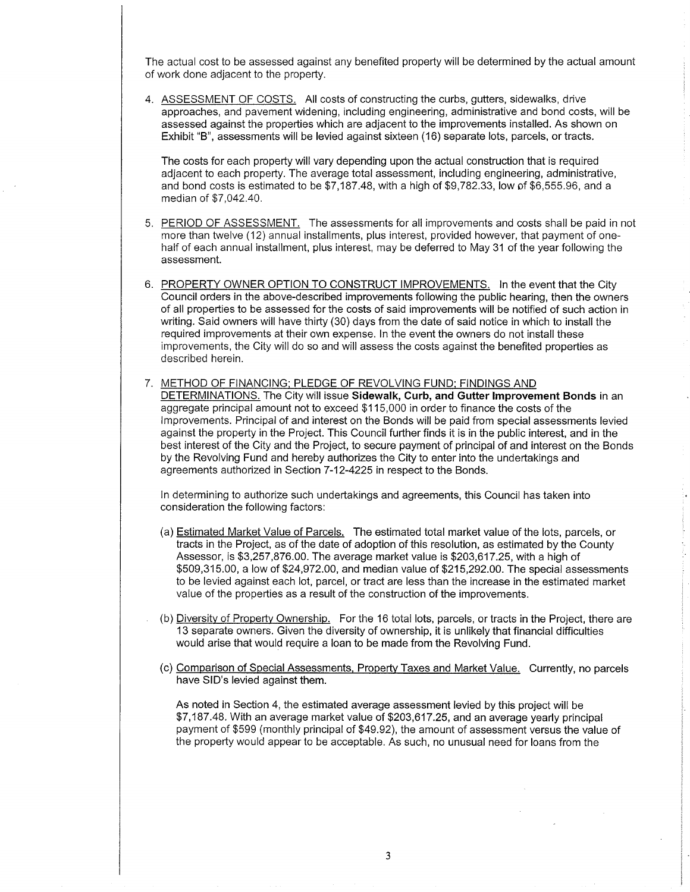The actual cost to be assessed against any benefited property will be determined by the actual amount of work done adjacent to the property.

4. ASSESSMENT OF COSTS. All costs of constructing the curbs, gutters, sidewalks, drive approaches, and pavement widening, including engineering, administrative and bond costs, will be assessed against the properties which are adjacent to the improvements installed. As shown on Exhibit "B", assessments will be levied against sixteen (16) separate lots, parcels, or tracts.

   The costs for each property will vary depending upon the actual construction that is required adjacent to each property. The average total assessment, including engineering, administrative, and bond costs is estimated to be $7,187.48, with a high of $9,782.33, low of $6,555.96, and a median of $7,042.40.

5. PERIOD OF ASSESSMENT. The assessments for all improvements and costs shall be paid in not more than twelve (12) annual installments, plus interest, provided however, that payment of one-half of each annual installment, plus interest, may be deferred to May 31 of the year following the assessment.

6. PROPERTY OWNER OPTION TO CONSTRUCT IMPROVEMENTS. In the event that the City Council orders in the above-described improvements following the public hearing, then the owners of all properties to be assessed for the costs of said improvements will be notified of such action in writing. Said owners will have thirty (30) days from the date of said notice in which to install the required improvements at their own expense. In the event the owners do not install these improvements, the City will do so and will assess the costs against the benefited properties as described herein.

7. METHOD OF FINANCING; PLEDGE OF REVOLVING FUND; FINDINGS AND DETERMINATIONS. The City will issue **Sidewalk, Curb, and Gutter Improvement Bonds** in an aggregate principal amount not to exceed $115,000 in order to finance the costs of the Improvements. Principal of and interest on the Bonds will be paid from special assessments levied against the property in the Project. This Council further finds it is in the public interest, and in the best interest of the City and the Project, to secure payment of principal of and interest on the Bonds by the Revolving Fund and hereby authorizes the City to enter into the undertakings and agreements authorized in Section 7-12-4225 in respect to the Bonds.

   In determining to authorize such undertakings and agreements, this Council has taken into consideration the following factors:

   (a) Estimated Market Value of Parcels. The estimated total market value of the lots, parcels, or tracts in the Project, as of the date of adoption of this resolution, as estimated by the County Assessor, is $3,257,876.00. The average market value is $203,617.25, with a high of $509,315.00, a low of $24,972.00, and median value of $215,292.00. The special assessments to be levied against each lot, parcel, or tract are less than the increase in the estimated market value of the properties as a result of the construction of the improvements.

   (b) Diversity of Property Ownership. For the 16 total lots, parcels, or tracts in the Project, there are 13 separate owners. Given the diversity of ownership, it is unlikely that financial difficulties would arise that would require a loan to be made from the Revolving Fund.

   (c) Comparison of Special Assessments, Property Taxes and Market Value. Currently, no parcels have SID's levied against them.

   As noted in Section 4, the estimated average assessment levied by this project will be $7,187.48. With an average market value of $203,617.25, and an average yearly principal payment of $599 (monthly principal of $49.92), the amount of assessment versus the value of the property would appear to be acceptable. As such, no unusual need for loans from the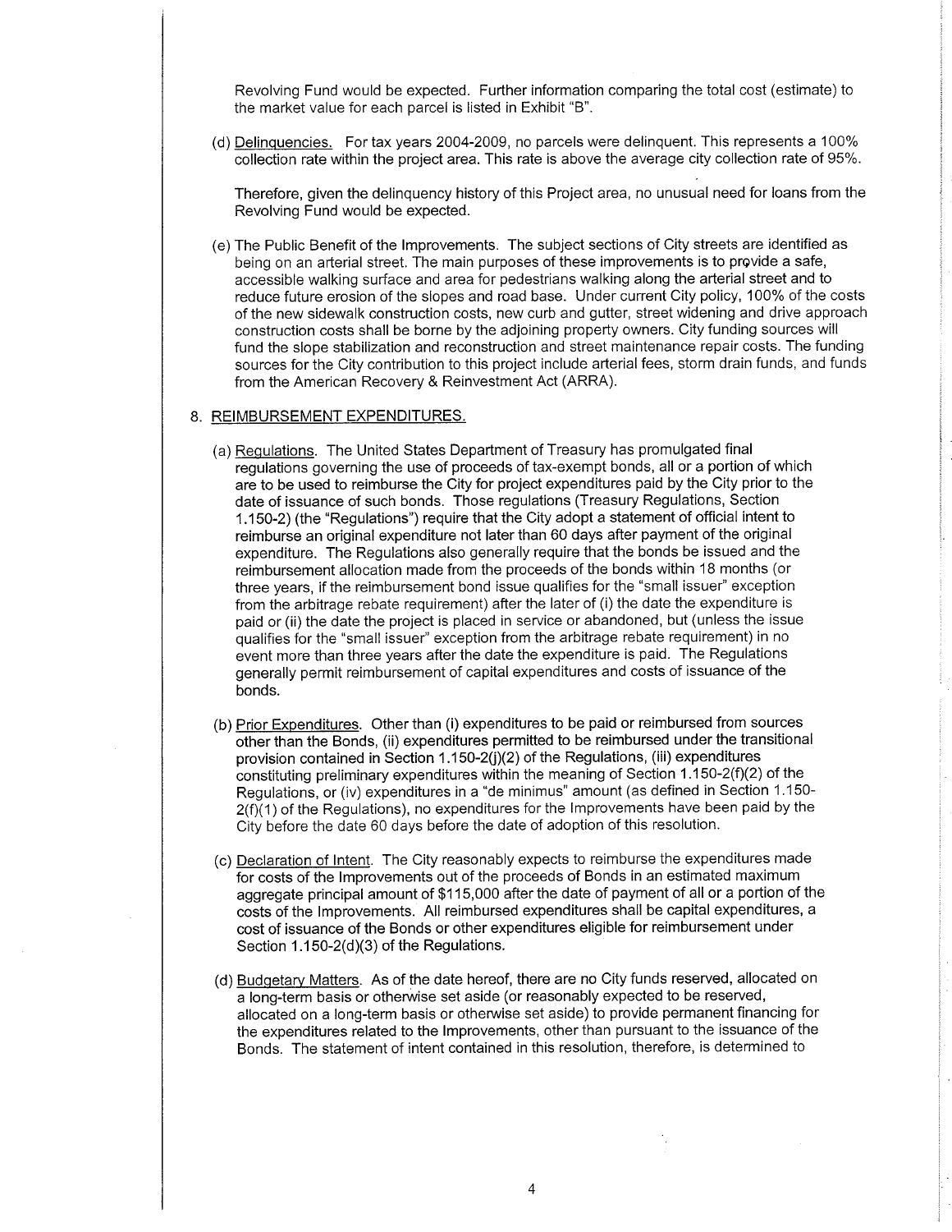Revolving Fund would be expected. Further information comparing the total cost (estimate) to the market value for each parcel is listed in Exhibit "B".

(d) Delinquencies. For tax years 2004-2009, no parcels were delinquent. This represents a 100% collection rate within the project area. This rate is above the average city collection rate of 95%.

Therefore, given the delinquency history of this Project area, no unusual need for loans from the Revolving Fund would be expected.

(e) The Public Benefit of the Improvements. The subject sections of City streets are identified as being on an arterial street. The main purposes of these improvements is to provide a safe, accessible walking surface and area for pedestrians walking along the arterial street and to reduce future erosion of the slopes and road base. Under current City policy, 100% of the costs of the new sidewalk construction costs, new curb and gutter, street widening and drive approach construction costs shall be borne by the adjoining property owners. City funding sources will fund the slope stabilization and reconstruction and street maintenance repair costs. The funding sources for the City contribution to this project include arterial fees, storm drain funds, and funds from the American Recovery & Reinvestment Act (ARRA).

8. REIMBURSEMENT EXPENDITURES.

(a) Regulations. The United States Department of Treasury has promulgated final regulations governing the use of proceeds of tax-exempt bonds, all or a portion of which are to be used to reimburse the City for project expenditures paid by the City prior to the date of issuance of such bonds. Those regulations (Treasury Regulations, Section 1.150-2) (the "Regulations") require that the City adopt a statement of official intent to reimburse an original expenditure not later than 60 days after payment of the original expenditure. The Regulations also generally require that the bonds be issued and the reimbursement allocation made from the proceeds of the bonds within 18 months (or three years, if the reimbursement bond issue qualifies for the "small issuer" exception from the arbitrage rebate requirement) after the later of (i) the date the expenditure is paid or (ii) the date the project is placed in service or abandoned, but (unless the issue qualifies for the "small issuer" exception from the arbitrage rebate requirement) in no event more than three years after the date the expenditure is paid. The Regulations generally permit reimbursement of capital expenditures and costs of issuance of the bonds.

(b) Prior Expenditures. Other than (i) expenditures to be paid or reimbursed from sources other than the Bonds, (ii) expenditures permitted to be reimbursed under the transitional provision contained in Section 1.150-2(j)(2) of the Regulations, (iii) expenditures constituting preliminary expenditures within the meaning of Section 1.150-2(f)(2) of the Regulations, or (iv) expenditures in a "de minimus" amount (as defined in Section 1.150-2(f)(1) of the Regulations), no expenditures for the Improvements have been paid by the City before the date 60 days before the date of adoption of this resolution.

(c) Declaration of Intent. The City reasonably expects to reimburse the expenditures made for costs of the Improvements out of the proceeds of Bonds in an estimated maximum aggregate principal amount of $115,000 after the date of payment of all or a portion of the costs of the Improvements. All reimbursed expenditures shall be capital expenditures, a cost of issuance of the Bonds or other expenditures eligible for reimbursement under Section 1.150-2(d)(3) of the Regulations.

(d) Budgetary Matters. As of the date hereof, there are no City funds reserved, allocated on a long-term basis or otherwise set aside (or reasonably expected to be reserved, allocated on a long-term basis or otherwise set aside) to provide permanent financing for the expenditures related to the Improvements, other than pursuant to the issuance of the Bonds. The statement of intent contained in this resolution, therefore, is determined to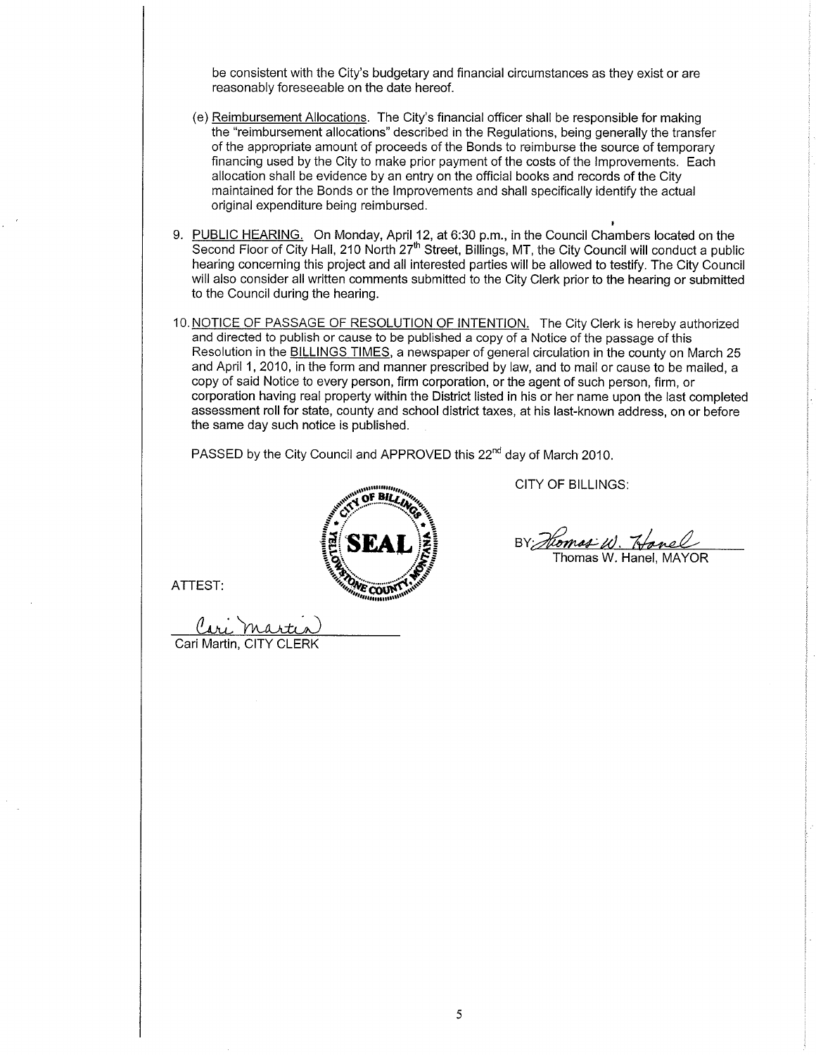be consistent with the City's budgetary and financial circumstances as they exist or are reasonably foreseeable on the date hereof.

(e) Reimbursement Allocations. The City's financial officer shall be responsible for making the "reimbursement allocations" described in the Regulations, being generally the transfer of the appropriate amount of proceeds of the Bonds to reimburse the source of temporary financing used by the City to make prior payment of the costs of the Improvements. Each allocation shall be evidence by an entry on the official books and records of the City maintained for the Bonds or the Improvements and shall specifically identify the actual original expenditure being reimbursed.

9. PUBLIC HEARING. On Monday, April 12, at 6:30 p.m., in the Council Chambers located on the Second Floor of City Hall, 210 North 27th Street, Billings, MT, the City Council will conduct a public hearing concerning this project and all interested parties will be allowed to testify. The City Council will also consider all written comments submitted to the City Clerk prior to the hearing or submitted to the Council during the hearing.

10. NOTICE OF PASSAGE OF RESOLUTION OF INTENTION. The City Clerk is hereby authorized and directed to publish or cause to be published a copy of a Notice of the passage of this Resolution in the BILLINGS TIMES, a newspaper of general circulation in the county on March 25 and April 1, 2010, in the form and manner prescribed by law, and to mail or cause to be mailed, a copy of said Notice to every person, firm corporation, or the agent of such person, firm, or corporation having real property within the District listed in his or her name upon the last completed assessment roll for state, county and school district taxes, at his last-known address, on or before the same day such notice is published.

PASSED by the City Council and APPROVED this 22nd day of March 2010.

CITY OF BILLINGS:

BY: *Thomas W. Hanel*
Thomas W. Hanel, MAYOR

SEAL — CITY OF BILLINGS, YELLOWSTONE COUNTY, MONTANA

ATTEST:

*Cari Martin*
Cari Martin, CITY CLERK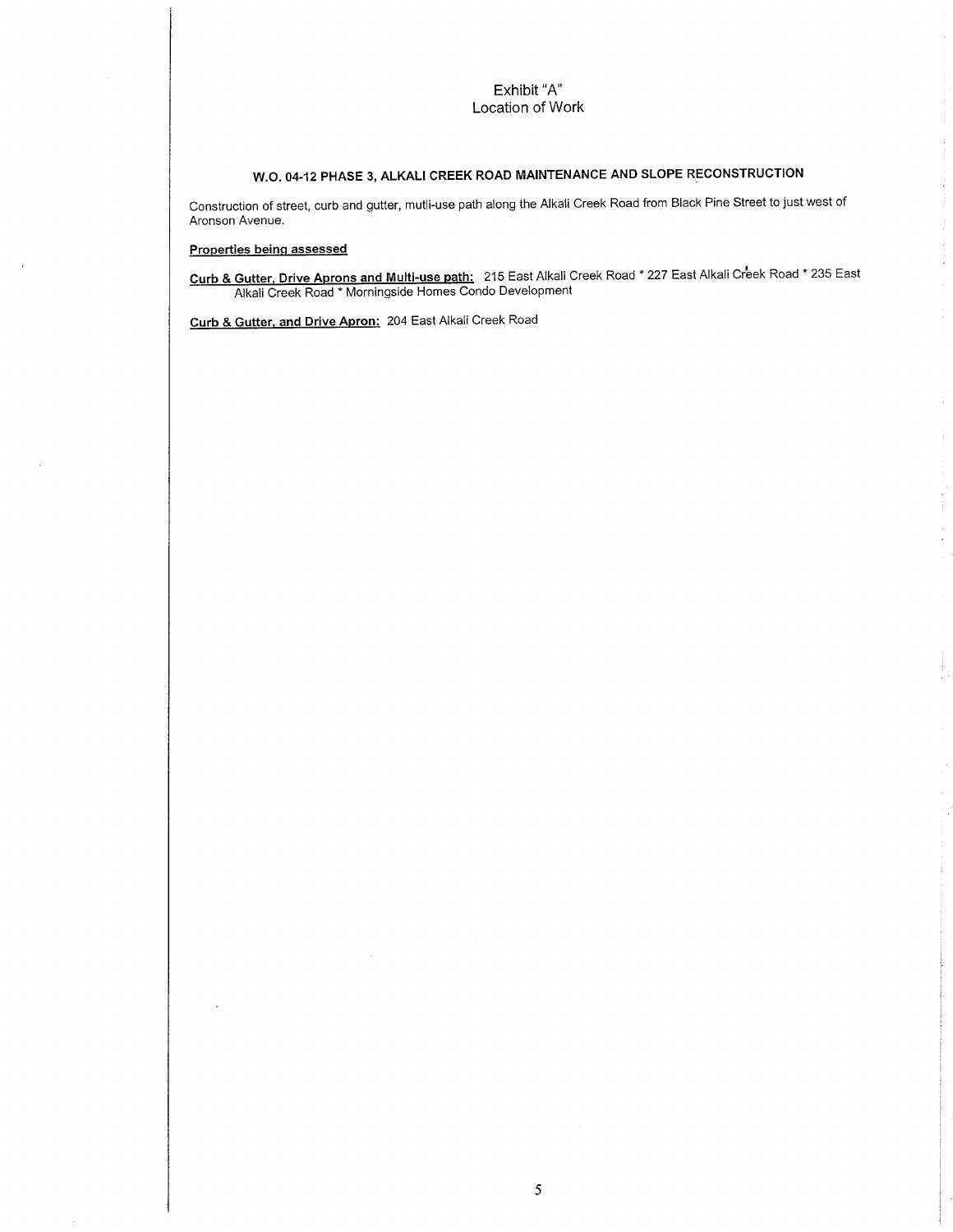# Exhibit "A"
## Location of Work

### W.O. 04-12 PHASE 3, ALKALI CREEK ROAD MAINTENANCE AND SLOPE RECONSTRUCTION

Construction of street, curb and gutter, mutli-use path along the Alkali Creek Road from Black Pine Street to just west of Aronson Avenue.

**Properties being assessed**

**Curb & Gutter, Drive Aprons and Multi-use path:** 215 East Alkali Creek Road * 227 East Alkali Creek Road * 235 East Alkali Creek Road * Morningside Homes Condo Development

**Curb & Gutter, and Drive Apron:** 204 East Alkali Creek Road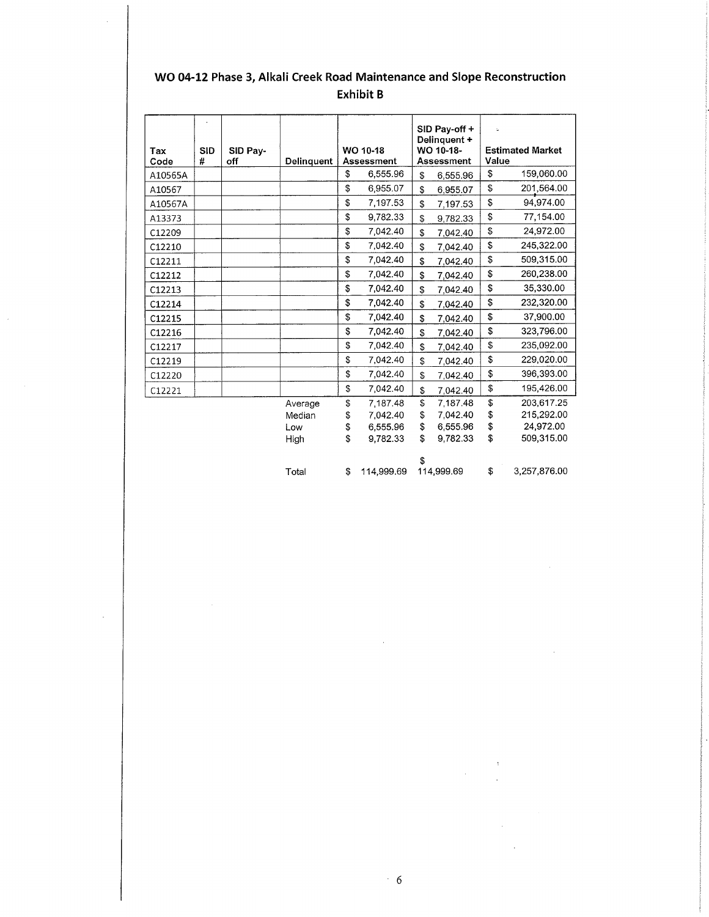## WO 04-12 Phase 3, Alkali Creek Road Maintenance and Slope Reconstruction

### Exhibit B

| Tax Code | SID # | SID Pay-off | Delinquent | WO 10-18 Assessment | SID Pay-off + Delinquent + WO 10-18-Assessment | Estimated Market Value |
|---|---|---|---|---|---|---|
| A10565A | | | | $ 6,555.96 | $ 6,555.96 | $ 159,060.00 |
| A10567 | | | | $ 6,955.07 | $ 6,955.07 | $ 201,564.00 |
| A10567A | | | | $ 7,197.53 | $ 7,197.53 | $ 94,974.00 |
| A13373 | | | | $ 9,782.33 | $ 9,782.33 | $ 77,154.00 |
| C12209 | | | | $ 7,042.40 | $ 7,042.40 | $ 24,972.00 |
| C12210 | | | | $ 7,042.40 | $ 7,042.40 | $ 245,322.00 |
| C12211 | | | | $ 7,042.40 | $ 7,042.40 | $ 509,315.00 |
| C12212 | | | | $ 7,042.40 | $ 7,042.40 | $ 260,238.00 |
| C12213 | | | | $ 7,042.40 | $ 7,042.40 | $ 35,330.00 |
| C12214 | | | | $ 7,042.40 | $ 7,042.40 | $ 232,320.00 |
| C12215 | | | | $ 7,042.40 | $ 7,042.40 | $ 37,900.00 |
| C12216 | | | | $ 7,042.40 | $ 7,042.40 | $ 323,796.00 |
| C12217 | | | | $ 7,042.40 | $ 7,042.40 | $ 235,092.00 |
| C12219 | | | | $ 7,042.40 | $ 7,042.40 | $ 229,020.00 |
| C12220 | | | | $ 7,042.40 | $ 7,042.40 | $ 396,393.00 |
| C12221 | | | | $ 7,042.40 | $ 7,042.40 | $ 195,426.00 |
| | | | Average | $ 7,187.48 | $ 7,187.48 | $ 203,617.25 |
| | | | Median | $ 7,042.40 | $ 7,042.40 | $ 215,292.00 |
| | | | Low | $ 6,555.96 | $ 6,555.96 | $ 24,972.00 |
| | | | High | $ 9,782.33 | $ 9,782.33 | $ 509,315.00 |
| | | | Total | $ 114,999.69 | $ 114,999.69 | $ 3,257,876.00 |